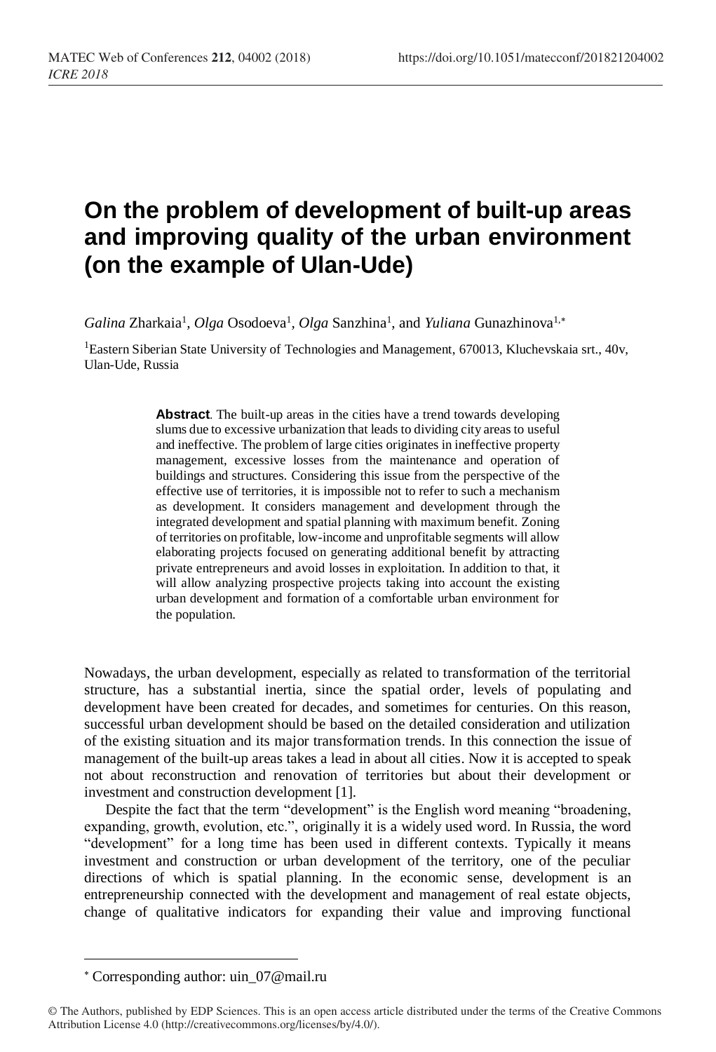# On the problem of development of built-up areas and improving quality of the urban environment (on the example of Ulan-Ude)

*Galina* Zharkaia[1], *Olga* Osodoeva[1], *Olga* Sanzhina[1], and *Yuliana* Gunazhinova[1,*]

[1]Eastern Siberian State University of Technologies and Management, 670013, Kluchevskaia srt., 40v, Ulan-Ude, Russia

**Abstract**. The built-up areas in the cities have a trend towards developing slums due to excessive urbanization that leads to dividing city areas to useful and ineffective. The problem of large cities originates in ineffective property management, excessive losses from the maintenance and operation of buildings and structures. Considering this issue from the perspective of the effective use of territories, it is impossible not to refer to such a mechanism as development. It considers management and development through the integrated development and spatial planning with maximum benefit. Zoning of territories on profitable, low-income and unprofitable segments will allow elaborating projects focused on generating additional benefit by attracting private entrepreneurs and avoid losses in exploitation. In addition to that, it will allow analyzing prospective projects taking into account the existing urban development and formation of a comfortable urban environment for the population.

Nowadays, the urban development, especially as related to transformation of the territorial structure, has a substantial inertia, since the spatial order, levels of populating and development have been created for decades, and sometimes for centuries. On this reason, successful urban development should be based on the detailed consideration and utilization of the existing situation and its major transformation trends. In this connection the issue of management of the built-up areas takes a lead in about all cities. Now it is accepted to speak not about reconstruction and renovation of territories but about their development or investment and construction development [1].

Despite the fact that the term "development" is the English word meaning "broadening, expanding, growth, evolution, etc.", originally it is a widely used word. In Russia, the word "development" for a long time has been used in different contexts. Typically it means investment and construction or urban development of the territory, one of the peculiar directions of which is spatial planning. In the economic sense, development is an entrepreneurship connected with the development and management of real estate objects, change of qualitative indicators for expanding their value and improving functional

[*] Corresponding author: uin_07@mail.ru

© The Authors, published by EDP Sciences. This is an open access article distributed under the terms of the Creative Commons Attribution License 4.0 (http://creativecommons.org/licenses/by/4.0/).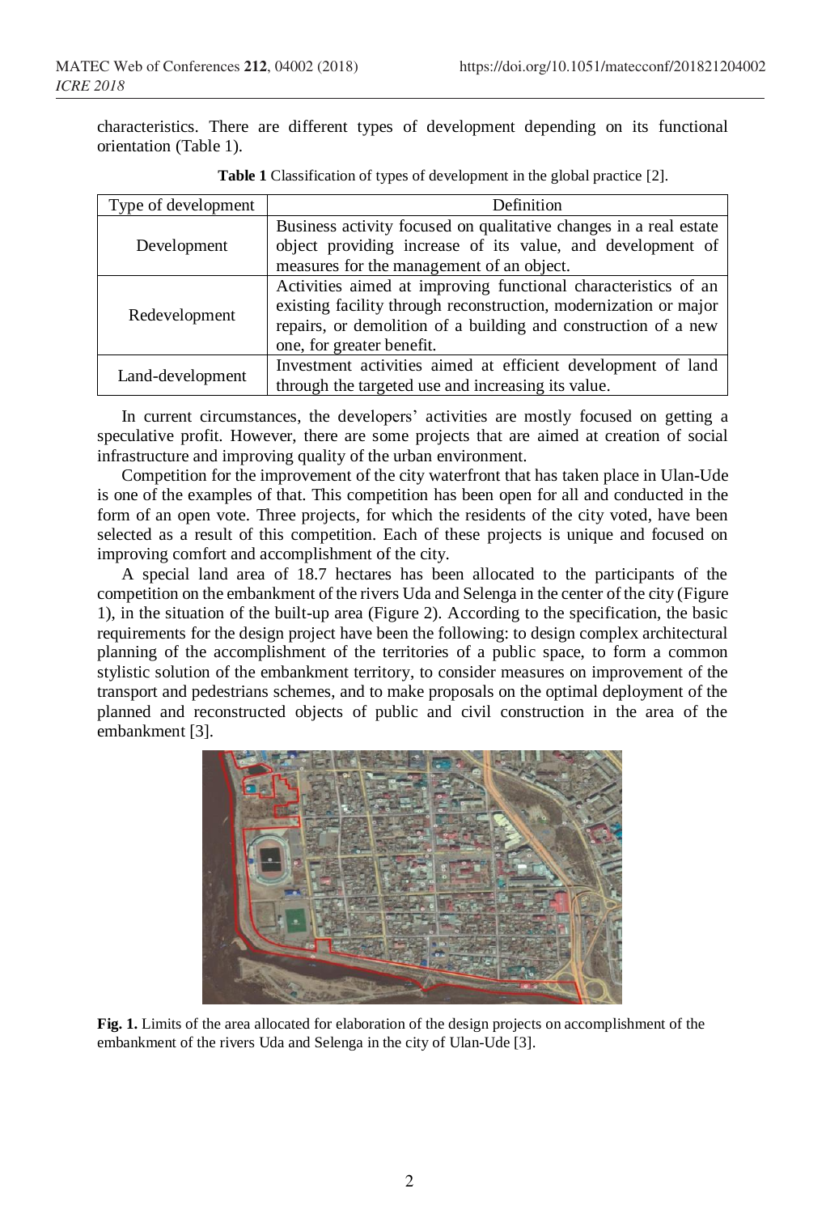characteristics. There are different types of development depending on its functional orientation (Table 1).

**Table 1** Classification of types of development in the global practice [2].

| Type of development | Definition |
| --- | --- |
| Development | Business activity focused on qualitative changes in a real estate object providing increase of its value, and development of measures for the management of an object. |
| Redevelopment | Activities aimed at improving functional characteristics of an existing facility through reconstruction, modernization or major repairs, or demolition of a building and construction of a new one, for greater benefit. |
| Land-development | Investment activities aimed at efficient development of land through the targeted use and increasing its value. |

In current circumstances, the developers' activities are mostly focused on getting a speculative profit. However, there are some projects that are aimed at creation of social infrastructure and improving quality of the urban environment.

Competition for the improvement of the city waterfront that has taken place in Ulan-Ude is one of the examples of that. This competition has been open for all and conducted in the form of an open vote. Three projects, for which the residents of the city voted, have been selected as a result of this competition. Each of these projects is unique and focused on improving comfort and accomplishment of the city.

A special land area of 18.7 hectares has been allocated to the participants of the competition on the embankment of the rivers Uda and Selenga in the center of the city (Figure 1), in the situation of the built-up area (Figure 2). According to the specification, the basic requirements for the design project have been the following: to design complex architectural planning of the accomplishment of the territories of a public space, to form a common stylistic solution of the embankment territory, to consider measures on improvement of the transport and pedestrians schemes, and to make proposals on the optimal deployment of the planned and reconstructed objects of public and civil construction in the area of the embankment [3].

**Fig. 1.** Limits of the area allocated for elaboration of the design projects on accomplishment of the embankment of the rivers Uda and Selenga in the city of Ulan-Ude [3].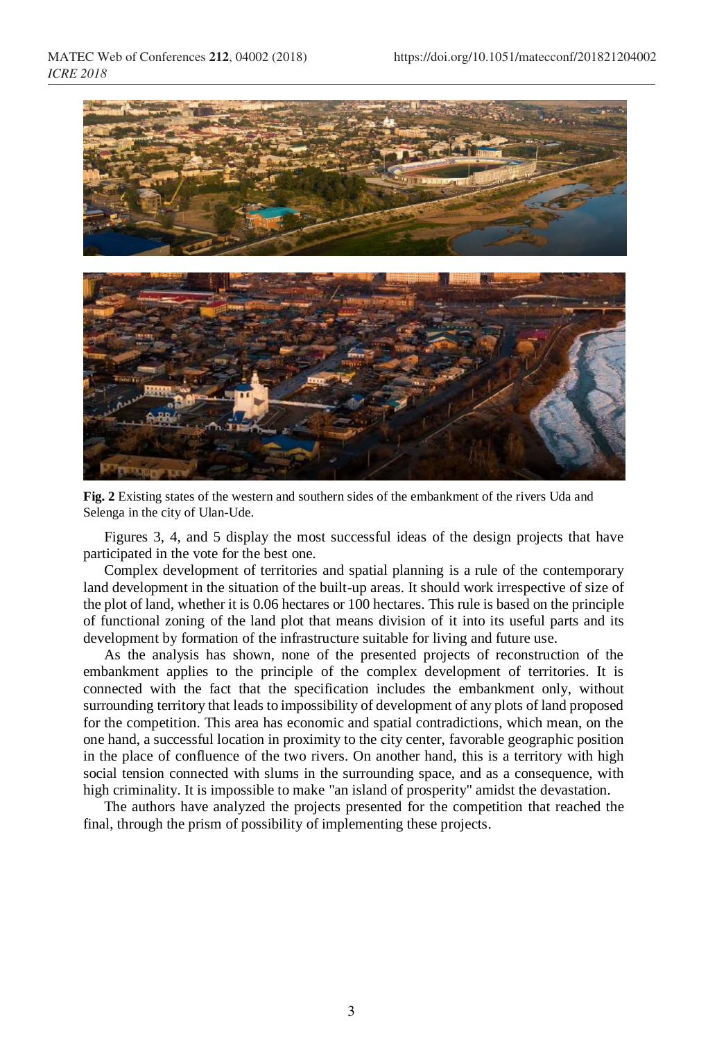**Fig. 2** Existing states of the western and southern sides of the embankment of the rivers Uda and Selenga in the city of Ulan-Ude.

Figures 3, 4, and 5 display the most successful ideas of the design projects that have participated in the vote for the best one.

Complex development of territories and spatial planning is a rule of the contemporary land development in the situation of the built-up areas. It should work irrespective of size of the plot of land, whether it is 0.06 hectares or 100 hectares. This rule is based on the principle of functional zoning of the land plot that means division of it into its useful parts and its development by formation of the infrastructure suitable for living and future use.

As the analysis has shown, none of the presented projects of reconstruction of the embankment applies to the principle of the complex development of territories. It is connected with the fact that the specification includes the embankment only, without surrounding territory that leads to impossibility of development of any plots of land proposed for the competition. This area has economic and spatial contradictions, which mean, on the one hand, a successful location in proximity to the city center, favorable geographic position in the place of confluence of the two rivers. On another hand, this is a territory with high social tension connected with slums in the surrounding space, and as a consequence, with high criminality. It is impossible to make "an island of prosperity" amidst the devastation.

The authors have analyzed the projects presented for the competition that reached the final, through the prism of possibility of implementing these projects.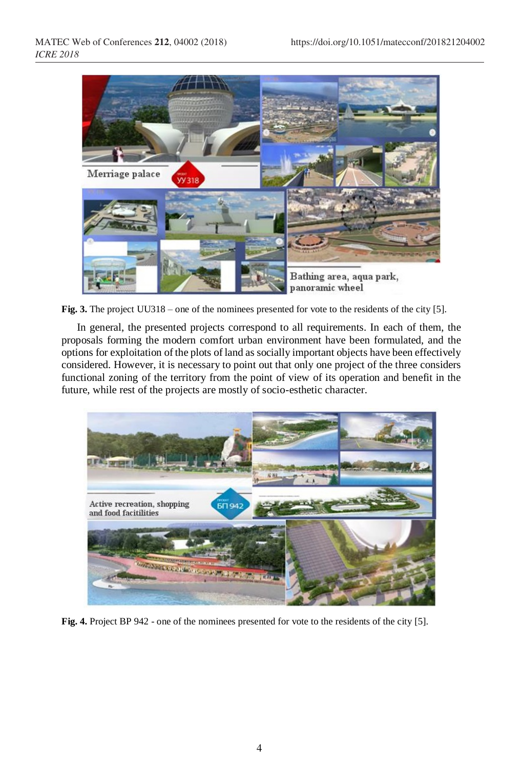**Fig. 3.** The project UU318 – one of the nominees presented for vote to the residents of the city [5].

In general, the presented projects correspond to all requirements. In each of them, the proposals forming the modern comfort urban environment have been formulated, and the options for exploitation of the plots of land as socially important objects have been effectively considered. However, it is necessary to point out that only one project of the three considers functional zoning of the territory from the point of view of its operation and benefit in the future, while rest of the projects are mostly of socio-esthetic character.

**Fig. 4.** Project BP 942 - one of the nominees presented for vote to the residents of the city [5].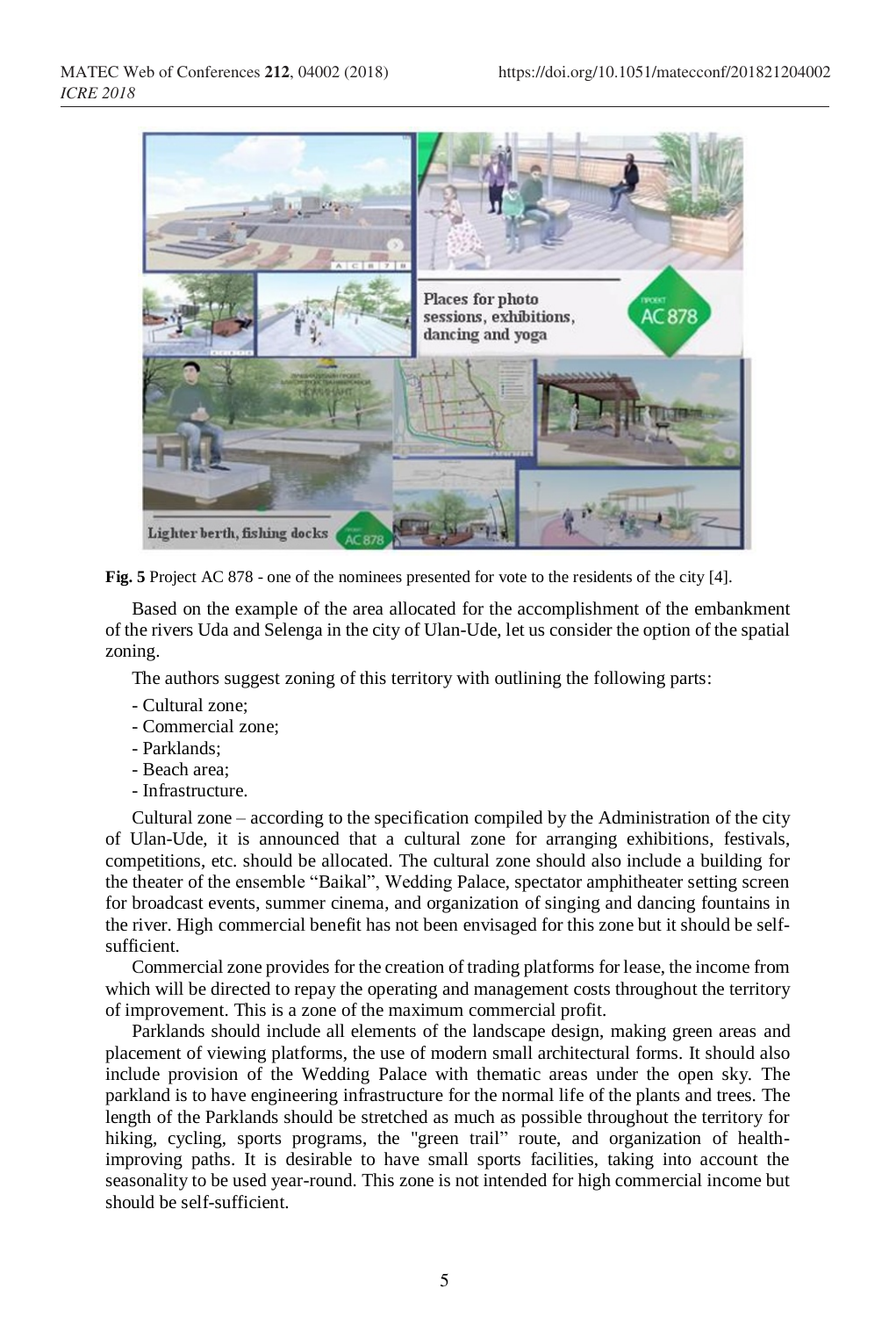**Fig. 5** Project AC 878 - one of the nominees presented for vote to the residents of the city [4].

Based on the example of the area allocated for the accomplishment of the embankment of the rivers Uda and Selenga in the city of Ulan-Ude, let us consider the option of the spatial zoning.

The authors suggest zoning of this territory with outlining the following parts:

- Cultural zone;
- Commercial zone;
- Parklands;
- Beach area;
- Infrastructure.

Cultural zone – according to the specification compiled by the Administration of the city of Ulan-Ude, it is announced that a cultural zone for arranging exhibitions, festivals, competitions, etc. should be allocated. The cultural zone should also include a building for the theater of the ensemble "Baikal", Wedding Palace, spectator amphitheater setting screen for broadcast events, summer cinema, and organization of singing and dancing fountains in the river. High commercial benefit has not been envisaged for this zone but it should be self-sufficient.

Commercial zone provides for the creation of trading platforms for lease, the income from which will be directed to repay the operating and management costs throughout the territory of improvement. This is a zone of the maximum commercial profit.

Parklands should include all elements of the landscape design, making green areas and placement of viewing platforms, the use of modern small architectural forms. It should also include provision of the Wedding Palace with thematic areas under the open sky. The parkland is to have engineering infrastructure for the normal life of the plants and trees. The length of the Parklands should be stretched as much as possible throughout the territory for hiking, cycling, sports programs, the "green trail" route, and organization of health-improving paths. It is desirable to have small sports facilities, taking into account the seasonality to be used year-round. This zone is not intended for high commercial income but should be self-sufficient.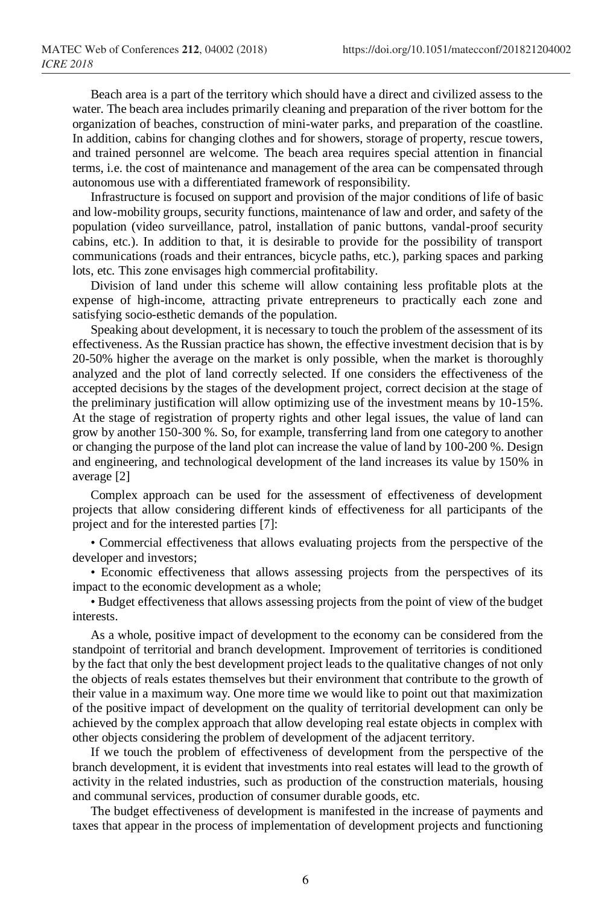Beach area is a part of the territory which should have a direct and civilized assess to the water. The beach area includes primarily cleaning and preparation of the river bottom for the organization of beaches, construction of mini-water parks, and preparation of the coastline. In addition, cabins for changing clothes and for showers, storage of property, rescue towers, and trained personnel are welcome. The beach area requires special attention in financial terms, i.e. the cost of maintenance and management of the area can be compensated through autonomous use with a differentiated framework of responsibility.

Infrastructure is focused on support and provision of the major conditions of life of basic and low-mobility groups, security functions, maintenance of law and order, and safety of the population (video surveillance, patrol, installation of panic buttons, vandal-proof security cabins, etc.). In addition to that, it is desirable to provide for the possibility of transport communications (roads and their entrances, bicycle paths, etc.), parking spaces and parking lots, etc. This zone envisages high commercial profitability.

Division of land under this scheme will allow containing less profitable plots at the expense of high-income, attracting private entrepreneurs to practically each zone and satisfying socio-esthetic demands of the population.

Speaking about development, it is necessary to touch the problem of the assessment of its effectiveness. As the Russian practice has shown, the effective investment decision that is by 20-50% higher the average on the market is only possible, when the market is thoroughly analyzed and the plot of land correctly selected. If one considers the effectiveness of the accepted decisions by the stages of the development project, correct decision at the stage of the preliminary justification will allow optimizing use of the investment means by 10-15%. At the stage of registration of property rights and other legal issues, the value of land can grow by another 150-300 %. So, for example, transferring land from one category to another or changing the purpose of the land plot can increase the value of land by 100-200 %. Design and engineering, and technological development of the land increases its value by 150% in average [2]

Complex approach can be used for the assessment of effectiveness of development projects that allow considering different kinds of effectiveness for all participants of the project and for the interested parties [7]:

- Commercial effectiveness that allows evaluating projects from the perspective of the developer and investors;
- Economic effectiveness that allows assessing projects from the perspectives of its impact to the economic development as a whole;
- Budget effectiveness that allows assessing projects from the point of view of the budget interests.

As a whole, positive impact of development to the economy can be considered from the standpoint of territorial and branch development. Improvement of territories is conditioned by the fact that only the best development project leads to the qualitative changes of not only the objects of reals estates themselves but their environment that contribute to the growth of their value in a maximum way. One more time we would like to point out that maximization of the positive impact of development on the quality of territorial development can only be achieved by the complex approach that allow developing real estate objects in complex with other objects considering the problem of development of the adjacent territory.

If we touch the problem of effectiveness of development from the perspective of the branch development, it is evident that investments into real estates will lead to the growth of activity in the related industries, such as production of the construction materials, housing and communal services, production of consumer durable goods, etc.

The budget effectiveness of development is manifested in the increase of payments and taxes that appear in the process of implementation of development projects and functioning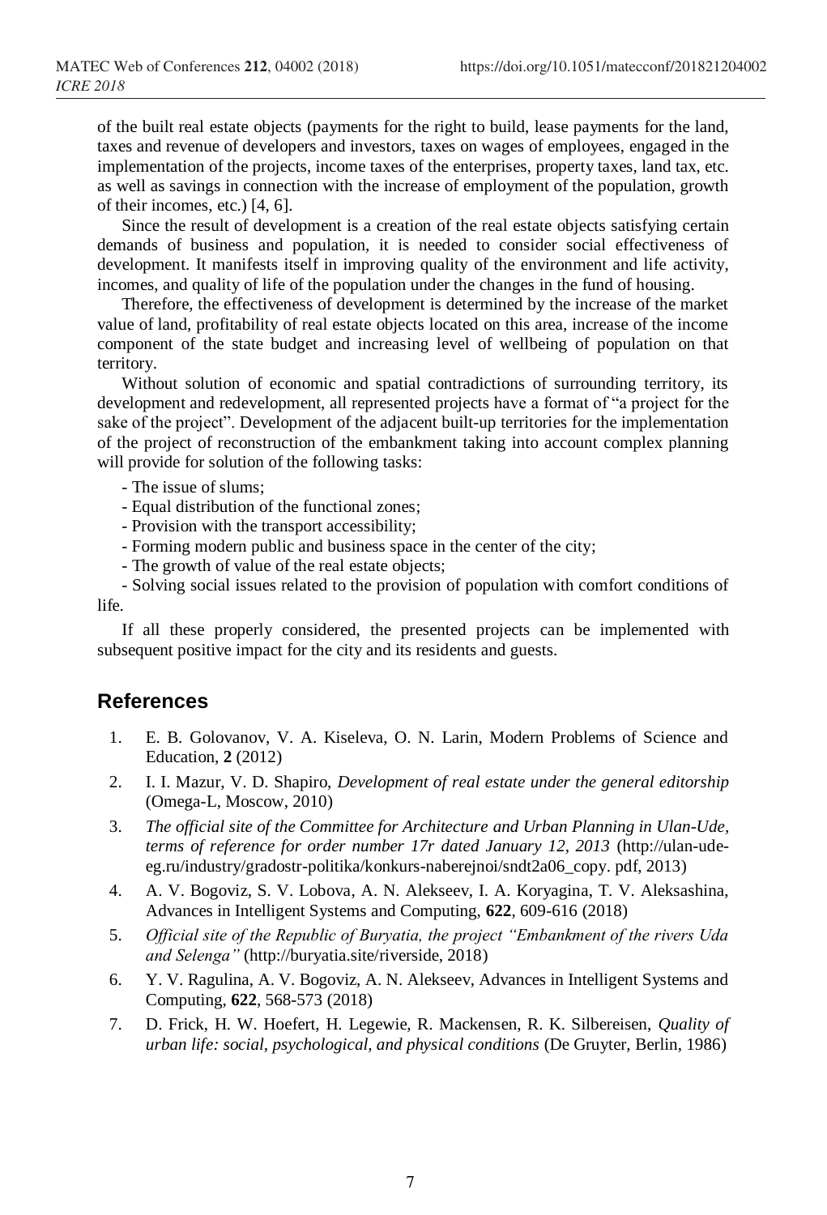of the built real estate objects (payments for the right to build, lease payments for the land, taxes and revenue of developers and investors, taxes on wages of employees, engaged in the implementation of the projects, income taxes of the enterprises, property taxes, land tax, etc. as well as savings in connection with the increase of employment of the population, growth of their incomes, etc.) [4, 6].

Since the result of development is a creation of the real estate objects satisfying certain demands of business and population, it is needed to consider social effectiveness of development. It manifests itself in improving quality of the environment and life activity, incomes, and quality of life of the population under the changes in the fund of housing.

Therefore, the effectiveness of development is determined by the increase of the market value of land, profitability of real estate objects located on this area, increase of the income component of the state budget and increasing level of wellbeing of population on that territory.

Without solution of economic and spatial contradictions of surrounding territory, its development and redevelopment, all represented projects have a format of "a project for the sake of the project". Development of the adjacent built-up territories for the implementation of the project of reconstruction of the embankment taking into account complex planning will provide for solution of the following tasks:

- The issue of slums;
- Equal distribution of the functional zones;
- Provision with the transport accessibility;
- Forming modern public and business space in the center of the city;
- The growth of value of the real estate objects;
- Solving social issues related to the provision of population with comfort conditions of life.

If all these properly considered, the presented projects can be implemented with subsequent positive impact for the city and its residents and guests.

## References

1. E. B. Golovanov, V. A. Kiseleva, O. N. Larin, Modern Problems of Science and Education, **2** (2012)
2. I. I. Mazur, V. D. Shapiro, *Development of real estate under the general editorship* (Omega-L, Moscow, 2010)
3. *The official site of the Committee for Architecture and Urban Planning in Ulan-Ude, terms of reference for order number 17r dated January 12, 2013* (http://ulan-ude-eg.ru/industry/gradostr-politika/konkurs-naberejnoi/sndt2a06_copy. pdf, 2013)
4. A. V. Bogoviz, S. V. Lobova, A. N. Alekseev, I. A. Koryagina, T. V. Aleksashina, Advances in Intelligent Systems and Computing, **622**, 609-616 (2018)
5. *Official site of the Republic of Buryatia, the project "Embankment of the rivers Uda and Selenga"* (http://buryatia.site/riverside, 2018)
6. Y. V. Ragulina, A. V. Bogoviz, A. N. Alekseev, Advances in Intelligent Systems and Computing, **622**, 568-573 (2018)
7. D. Frick, H. W. Hoefert, H. Legewie, R. Mackensen, R. K. Silbereisen, *Quality of urban life: social, psychological, and physical conditions* (De Gruyter, Berlin, 1986)